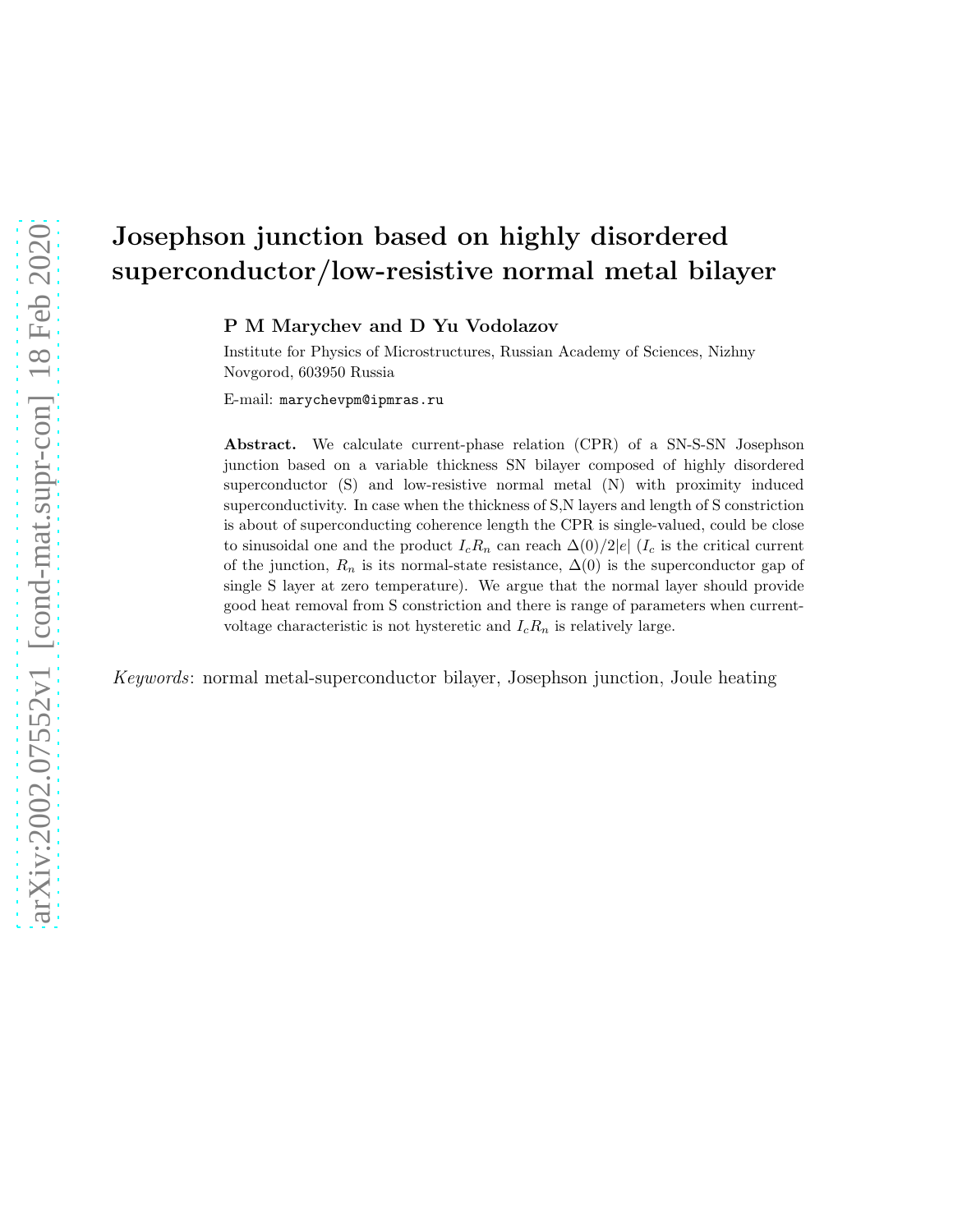# Josephson junction based on highly disordered superconductor/low-resistive normal metal bilayer

**P M Marychev and D Yu Vodolazov**

Institute for Physics of Microstructures, Russian Academy of Sciences, Nizhny Novgorod, 603950 Russia

E-mail: marychevpm@ipmras.ru

**Abstract.** We calculate current-phase relation (CPR) of a SN-S-SN Josephson junction based on a variable thickness SN bilayer composed of highly disordered superconductor (S) and low-resistive normal metal (N) with proximity induced superconductivity. In case when the thickness of S,N layers and length of S constriction is about of superconducting coherence length the CPR is single-valued, could be close to sinusoidal one and the product $I_cR_n$ can reach $\Delta(0)/2|e|$ ($I_c$ is the critical current of the junction, $R_n$ is its normal-state resistance, $\Delta(0)$ is the superconductor gap of single S layer at zero temperature). We argue that the normal layer should provide good heat removal from S constriction and there is range of parameters when current-voltage characteristic is not hysteretic and $I_cR_n$ is relatively large.

*Keywords*: normal metal-superconductor bilayer, Josephson junction, Joule heating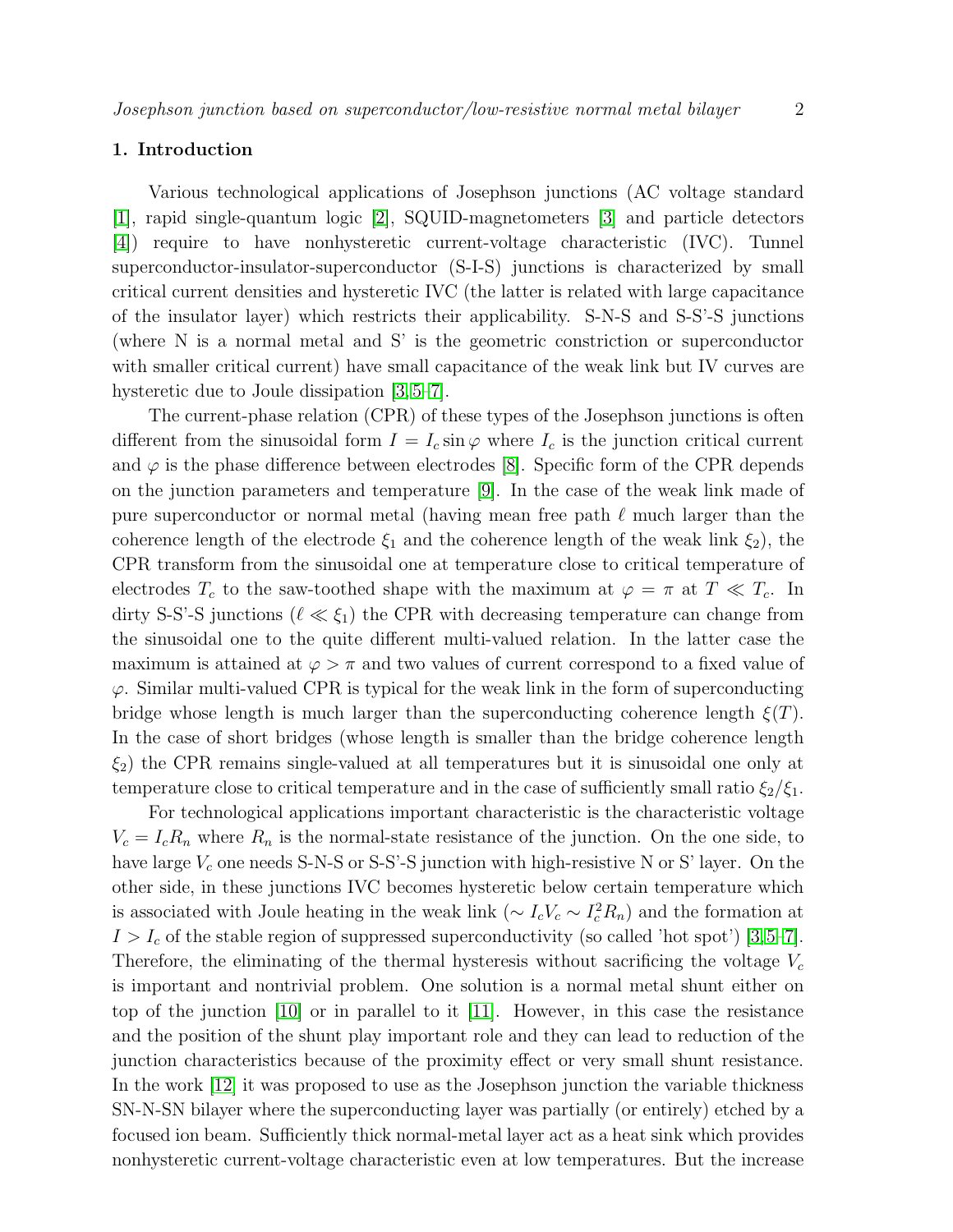## 1. Introduction

Various technological applications of Josephson junctions (AC voltage standard [1], rapid single-quantum logic [2], SQUID-magnetometers [3] and particle detectors [4]) require to have nonhysteretic current-voltage characteristic (IVC). Tunnel superconductor-insulator-superconductor (S-I-S) junctions is characterized by small critical current densities and hysteretic IVC (the latter is related with large capacitance of the insulator layer) which restricts their applicability. S-N-S and S-S'-S junctions (where N is a normal metal and S' is the geometric constriction or superconductor with smaller critical current) have small capacitance of the weak link but IV curves are hysteretic due to Joule dissipation [3,5–7].

The current-phase relation (CPR) of these types of the Josephson junctions is often different from the sinusoidal form $I = I_c \sin\varphi$ where $I_c$ is the junction critical current and $\varphi$ is the phase difference between electrodes [8]. Specific form of the CPR depends on the junction parameters and temperature [9]. In the case of the weak link made of pure superconductor or normal metal (having mean free path $\ell$ much larger than the coherence length of the electrode $\xi_1$ and the coherence length of the weak link $\xi_2$), the CPR transform from the sinusoidal one at temperature close to critical temperature of electrodes $T_c$ to the saw-toothed shape with the maximum at $\varphi = \pi$ at $T \ll T_c$. In dirty S-S'-S junctions ($\ell \ll \xi_1$) the CPR with decreasing temperature can change from the sinusoidal one to the quite different multi-valued relation. In the latter case the maximum is attained at $\varphi > \pi$ and two values of current correspond to a fixed value of $\varphi$. Similar multi-valued CPR is typical for the weak link in the form of superconducting bridge whose length is much larger than the superconducting coherence length $\xi(T)$. In the case of short bridges (whose length is smaller than the bridge coherence length $\xi_2$) the CPR remains single-valued at all temperatures but it is sinusoidal one only at temperature close to critical temperature and in the case of sufficiently small ratio $\xi_2/\xi_1$.

For technological applications important characteristic is the characteristic voltage $V_c = I_c R_n$ where $R_n$ is the normal-state resistance of the junction. On the one side, to have large $V_c$ one needs S-N-S or S-S'-S junction with high-resistive N or S' layer. On the other side, in these junctions IVC becomes hysteretic below certain temperature which is associated with Joule heating in the weak link ($\sim I_c V_c \sim I_c^2 R_n$) and the formation at $I > I_c$ of the stable region of suppressed superconductivity (so called 'hot spot') [3,5–7]. Therefore, the eliminating of the thermal hysteresis without sacrificing the voltage $V_c$ is important and nontrivial problem. One solution is a normal metal shunt either on top of the junction [10] or in parallel to it [11]. However, in this case the resistance and the position of the shunt play important role and they can lead to reduction of the junction characteristics because of the proximity effect or very small shunt resistance. In the work [12] it was proposed to use as the Josephson junction the variable thickness SN-N-SN bilayer where the superconducting layer was partially (or entirely) etched by a focused ion beam. Sufficiently thick normal-metal layer act as a heat sink which provides nonhysteretic current-voltage characteristic even at low temperatures. But the increase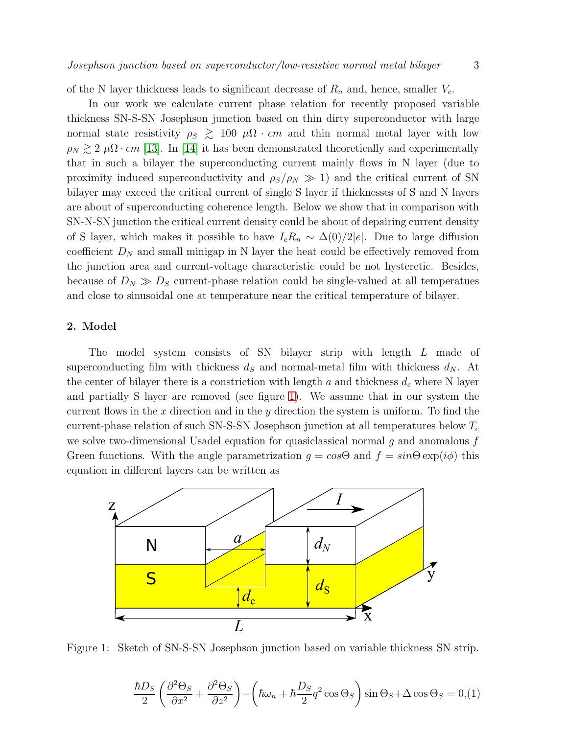of the N layer thickness leads to significant decrease of $R_n$ and, hence, smaller $V_c$.

In our work we calculate current phase relation for recently proposed variable thickness SN-S-SN Josephson junction based on thin dirty superconductor with large normal state resistivity $\rho_S \gtrsim 100\ \mu\Omega \cdot cm$ and thin normal metal layer with low $\rho_N \gtrsim 2\ \mu\Omega \cdot cm$ [13]. In [14] it has been demonstrated theoretically and experimentally that in such a bilayer the superconducting current mainly flows in N layer (due to proximity induced superconductivity and $\rho_S/\rho_N \gg 1$) and the critical current of SN bilayer may exceed the critical current of single S layer if thicknesses of S and N layers are about of superconducting coherence length. Below we show that in comparison with SN-N-SN junction the critical current density could be about of depairing current density of S layer, which makes it possible to have $I_c R_n \sim \Delta(0)/2|e|$. Due to large diffusion coefficient $D_N$ and small minigap in N layer the heat could be effectively removed from the junction area and current-voltage characteristic could be not hysteretic. Besides, because of $D_N \gg D_S$ current-phase relation could be single-valued at all temperatues and close to sinusoidal one at temperature near the critical temperature of bilayer.

## 2. Model

The model system consists of SN bilayer strip with length $L$ made of superconducting film with thickness $d_S$ and normal-metal film with thickness $d_N$. At the center of bilayer there is a constriction with length $a$ and thickness $d_c$ where N layer and partially S layer are removed (see figure 1). We assume that in our system the current flows in the $x$ direction and in the $y$ direction the system is uniform. To find the current-phase relation of such SN-S-SN Josephson junction at all temperatures below $T_c$ we solve two-dimensional Usadel equation for quasiclassical normal $g$ and anomalous $f$ Green functions. With the angle parametrization $g = cos\Theta$ and $f = sin\Theta \exp(i\phi)$ this equation in different layers can be written as

Figure 1: Sketch of SN-S-SN Josephson junction based on variable thickness SN strip.

$$\frac{\hbar D_S}{2}\left(\frac{\partial^2 \Theta_S}{\partial x^2} + \frac{\partial^2 \Theta_S}{\partial z^2}\right) - \left(\hbar\omega_n + \hbar\frac{D_S}{2}q^2 \cos\Theta_S\right)\sin\Theta_S + \Delta\cos\Theta_S = 0, \quad (1)$$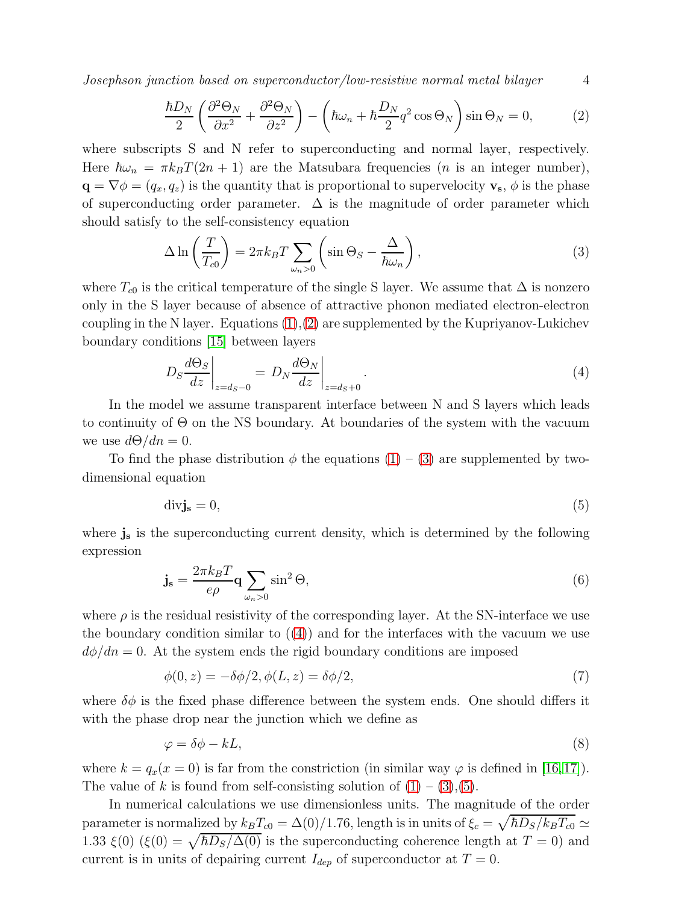$$\frac{\hbar D_N}{2}\left(\frac{\partial^2\Theta_N}{\partial x^2}+\frac{\partial^2\Theta_N}{\partial z^2}\right)-\left(\hbar\omega_n+\hbar\frac{D_N}{2}q^2\cos\Theta_N\right)\sin\Theta_N=0, \tag{2}$$

where subscripts S and N refer to superconducting and normal layer, respectively. Here $\hbar\omega_n = \pi k_B T(2n+1)$ are the Matsubara frequencies ($n$ is an integer number), $\mathbf{q} = \nabla\phi = (q_x, q_z)$ is the quantity that is proportional to supervelocity $\mathbf{v_s}$, $\phi$ is the phase of superconducting order parameter. $\Delta$ is the magnitude of order parameter which should satisfy to the self-consistency equation

$$\Delta \ln\left(\frac{T}{T_{c0}}\right) = 2\pi k_B T \sum_{\omega_n>0}\left(\sin\Theta_S - \frac{\Delta}{\hbar\omega_n}\right), \tag{3}$$

where $T_{c0}$ is the critical temperature of the single S layer. We assume that $\Delta$ is nonzero only in the S layer because of absence of attractive phonon mediated electron-electron coupling in the N layer. Equations (1),(2) are supplemented by the Kupriyanov-Lukichev boundary conditions [15] between layers

$$D_S\frac{d\Theta_S}{dz}\bigg|_{z=d_S-0} = D_N\frac{d\Theta_N}{dz}\bigg|_{z=d_S+0}. \tag{4}$$

In the model we assume transparent interface between N and S layers which leads to continuity of $\Theta$ on the NS boundary. At boundaries of the system with the vacuum we use $d\Theta/dn = 0$.

To find the phase distribution $\phi$ the equations (1) – (3) are supplemented by two-dimensional equation

$$\mathrm{div}\mathbf{j_s} = 0, \tag{5}$$

where $\mathbf{j_s}$ is the superconducting current density, which is determined by the following expression

$$\mathbf{j_s} = \frac{2\pi k_B T}{e\rho}\mathbf{q}\sum_{\omega_n>0}\sin^2\Theta, \tag{6}$$

where $\rho$ is the residual resistivity of the corresponding layer. At the SN-interface we use the boundary condition similar to ((4)) and for the interfaces with the vacuum we use $d\phi/dn = 0$. At the system ends the rigid boundary conditions are imposed

$$\phi(0,z) = -\delta\phi/2, \phi(L,z) = \delta\phi/2, \tag{7}$$

where $\delta\phi$ is the fixed phase difference between the system ends. One should differs it with the phase drop near the junction which we define as

$$\varphi = \delta\phi - kL, \tag{8}$$

where $k = q_x(x=0)$ is far from the constriction (in similar way $\varphi$ is defined in [16,17]). The value of $k$ is found from self-consisting solution of (1) – (3),(5).

In numerical calculations we use dimensionless units. The magnitude of the order parameter is normalized by $k_B T_{c0} = \Delta(0)/1.76$, length is in units of $\xi_c = \sqrt{\hbar D_S/k_B T_{c0}} \simeq 1.33\ \xi(0)$ ($\xi(0) = \sqrt{\hbar D_S/\Delta(0)}$ is the superconducting coherence length at $T=0$) and current is in units of depairing current $I_{dep}$ of superconductor at $T=0$.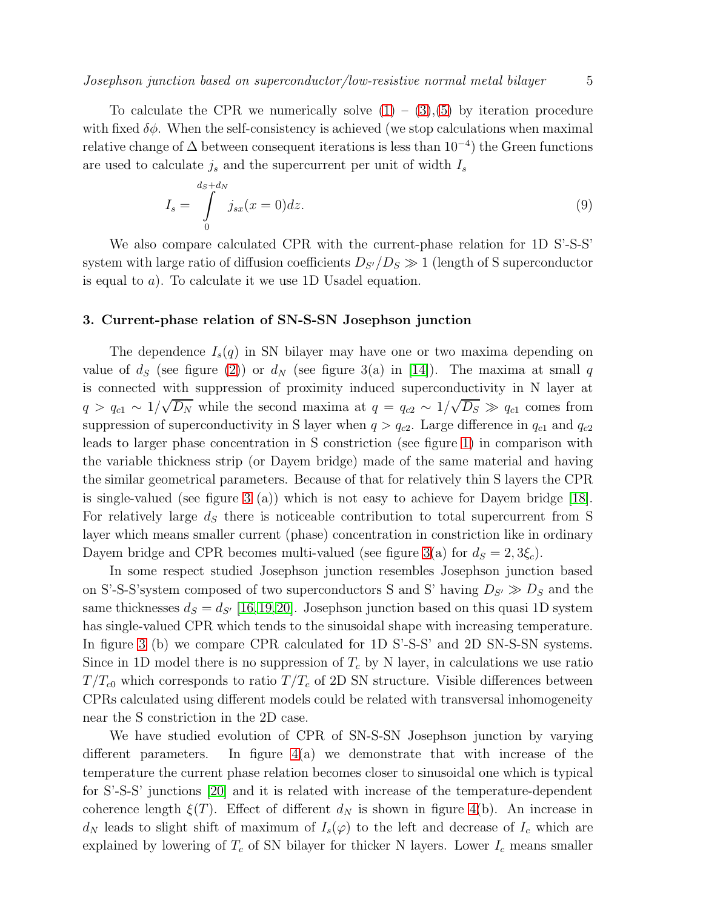To calculate the CPR we numerically solve (1) – (3),(5) by iteration procedure with fixed $\delta\phi$. When the self-consistency is achieved (we stop calculations when maximal relative change of $\Delta$ between consequent iterations is less than $10^{-4}$) the Green functions are used to calculate $j_s$ and the supercurrent per unit of width $I_s$

$$I_s = \int_0^{d_S+d_N} j_{sx}(x=0)dz. \tag{9}$$

We also compare calculated CPR with the current-phase relation for 1D S'-S-S' system with large ratio of diffusion coefficients $D_{S'}/D_S \gg 1$ (length of S superconductor is equal to $a$). To calculate it we use 1D Usadel equation.

## 3. Current-phase relation of SN-S-SN Josephson junction

The dependence $I_s(q)$ in SN bilayer may have one or two maxima depending on value of $d_S$ (see figure (2)) or $d_N$ (see figure 3(a) in [14]). The maxima at small $q$ is connected with suppression of proximity induced superconductivity in N layer at $q > q_{c1} \sim 1/\sqrt{D_N}$ while the second maxima at $q = q_{c2} \sim 1/\sqrt{D_S} \gg q_{c1}$ comes from suppression of superconductivity in S layer when $q > q_{c2}$. Large difference in $q_{c1}$ and $q_{c2}$ leads to larger phase concentration in S constriction (see figure 1) in comparison with the variable thickness strip (or Dayem bridge) made of the same material and having the similar geometrical parameters. Because of that for relatively thin S layers the CPR is single-valued (see figure 3 (a)) which is not easy to achieve for Dayem bridge [18]. For relatively large $d_S$ there is noticeable contribution to total supercurrent from S layer which means smaller current (phase) concentration in constriction like in ordinary Dayem bridge and CPR becomes multi-valued (see figure 3(a) for $d_S = 2, 3\xi_c$).

In some respect studied Josephson junction resembles Josephson junction based on S'-S-S'system composed of two superconductors S and S' having $D_{S'} \gg D_S$ and the same thicknesses $d_S = d_{S'}$ [16,19,20]. Josephson junction based on this quasi 1D system has single-valued CPR which tends to the sinusoidal shape with increasing temperature. In figure 3 (b) we compare CPR calculated for 1D S'-S-S' and 2D SN-S-SN systems. Since in 1D model there is no suppression of $T_c$ by N layer, in calculations we use ratio $T/T_{c0}$ which corresponds to ratio $T/T_c$ of 2D SN structure. Visible differences between CPRs calculated using different models could be related with transversal inhomogeneity near the S constriction in the 2D case.

We have studied evolution of CPR of SN-S-SN Josephson junction by varying different parameters. In figure 4(a) we demonstrate that with increase of the temperature the current phase relation becomes closer to sinusoidal one which is typical for S'-S-S' junctions [20] and it is related with increase of the temperature-dependent coherence length $\xi(T)$. Effect of different $d_N$ is shown in figure 4(b). An increase in $d_N$ leads to slight shift of maximum of $I_s(\varphi)$ to the left and decrease of $I_c$ which are explained by lowering of $T_c$ of SN bilayer for thicker N layers. Lower $I_c$ means smaller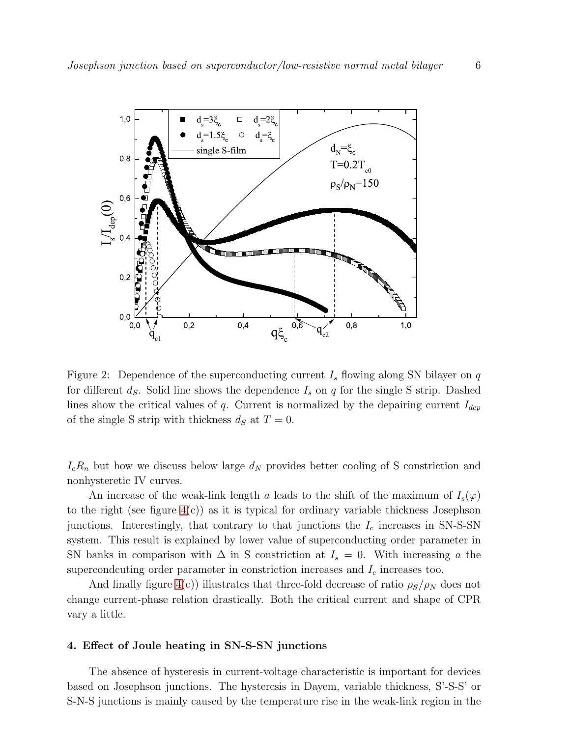Figure 2: Dependence of the superconducting current $I_s$ flowing along SN bilayer on $q$ for different $d_S$. Solid line shows the dependence $I_s$ on $q$ for the single S strip. Dashed lines show the critical values of $q$. Current is normalized by the depairing current $I_{dep}$ of the single S strip with thickness $d_S$ at $T = 0$.

$I_cR_n$ but how we discuss below large $d_N$ provides better cooling of S constriction and nonhysteretic IV curves.

An increase of the weak-link length $a$ leads to the shift of the maximum of $I_s(\varphi)$ to the right (see figure 4(c)) as it is typical for ordinary variable thickness Josephson junctions. Interestingly, that contrary to that junctions the $I_c$ increases in SN-S-SN system. This result is explained by lower value of superconducting order parameter in SN banks in comparison with $\Delta$ in S constriction at $I_s = 0$. With increasing $a$ the supercondcuting order parameter in constriction increases and $I_c$ increases too.

And finally figure 4(c)) illustrates that three-fold decrease of ratio $\rho_S/\rho_N$ does not change current-phase relation drastically. Both the critical current and shape of CPR vary a little.

## 4. Effect of Joule heating in SN-S-SN junctions

The absence of hysteresis in current-voltage characteristic is important for devices based on Josephson junctions. The hysteresis in Dayem, variable thickness, S'-S-S' or S-N-S junctions is mainly caused by the temperature rise in the weak-link region in the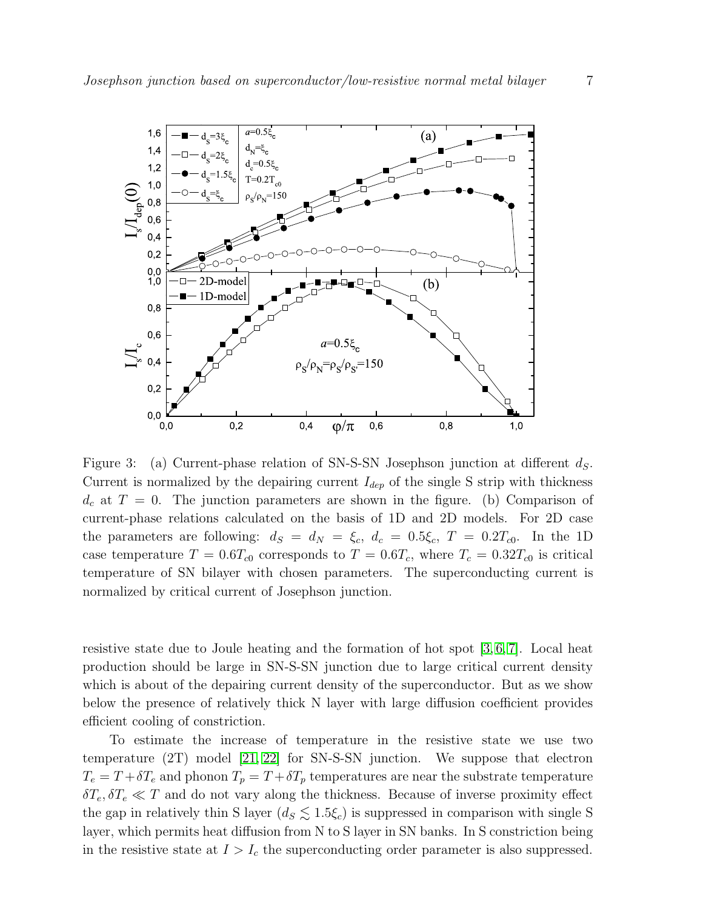Figure 3: (a) Current-phase relation of SN-S-SN Josephson junction at different $d_S$. Current is normalized by the depairing current $I_{dep}$ of the single S strip with thickness $d_c$ at $T = 0$. The junction parameters are shown in the figure. (b) Comparison of current-phase relations calculated on the basis of 1D and 2D models. For 2D case the parameters are following: $d_S = d_N = \xi_c$, $d_c = 0.5\xi_c$, $T = 0.2T_{c0}$. In the 1D case temperature $T = 0.6T_{c0}$ corresponds to $T = 0.6T_c$, where $T_c = 0.32T_{c0}$ is critical temperature of SN bilayer with chosen parameters. The superconducting current is normalized by critical current of Josephson junction.

resistive state due to Joule heating and the formation of hot spot [3, 6, 7]. Local heat production should be large in SN-S-SN junction due to large critical current density which is about of the depairing current density of the superconductor. But as we show below the presence of relatively thick N layer with large diffusion coefficient provides efficient cooling of constriction.

To estimate the increase of temperature in the resistive state we use two temperature (2T) model [21, 22] for SN-S-SN junction. We suppose that electron $T_e = T + \delta T_e$ and phonon $T_p = T + \delta T_p$ temperatures are near the substrate temperature $\delta T_e, \delta T_e \ll T$ and do not vary along the thickness. Because of inverse proximity effect the gap in relatively thin S layer ($d_S \lesssim 1.5\xi_c$) is suppressed in comparison with single S layer, which permits heat diffusion from N to S layer in SN banks. In S constriction being in the resistive state at $I > I_c$ the superconducting order parameter is also suppressed.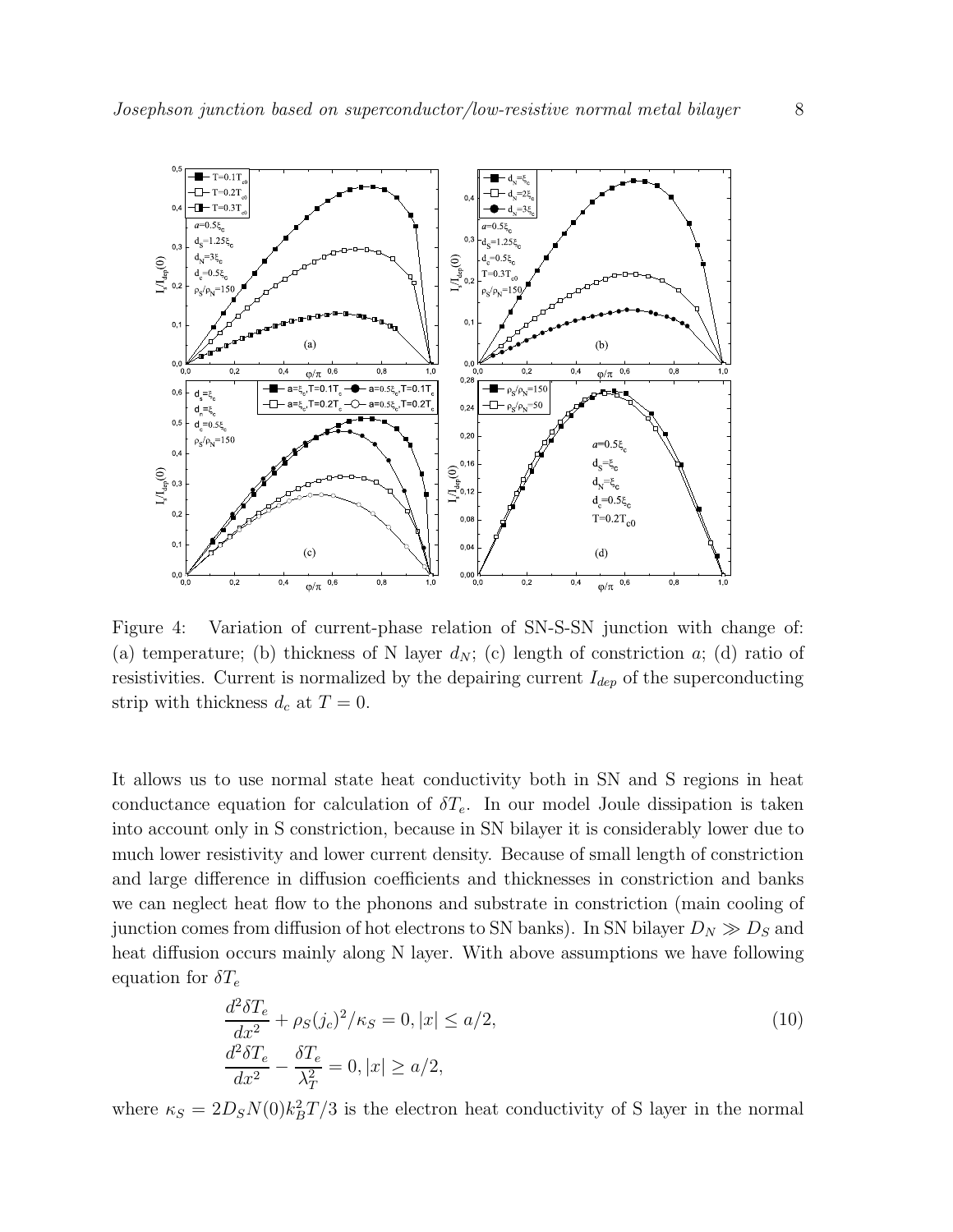Figure 4: Variation of current-phase relation of SN-S-SN junction with change of: (a) temperature; (b) thickness of N layer $d_N$; (c) length of constriction $a$; (d) ratio of resistivities. Current is normalized by the depairing current $I_{dep}$ of the superconducting strip with thickness $d_c$ at $T = 0$.

It allows us to use normal state heat conductivity both in SN and S regions in heat conductance equation for calculation of $\delta T_e$. In our model Joule dissipation is taken into account only in S constriction, because in SN bilayer it is considerably lower due to much lower resistivity and lower current density. Because of small length of constriction and large difference in diffusion coefficients and thicknesses in constriction and banks we can neglect heat flow to the phonons and substrate in constriction (main cooling of junction comes from diffusion of hot electrons to SN banks). In SN bilayer $D_N \gg D_S$ and heat diffusion occurs mainly along N layer. With above assumptions we have following equation for $\delta T_e$

$$
\begin{aligned}
&\frac{d^2 \delta T_e}{dx^2} + \rho_S (j_c)^2/\kappa_S = 0, |x| \leq a/2, \\
&\frac{d^2 \delta T_e}{dx^2} - \frac{\delta T_e}{\lambda_T^2} = 0, |x| \geq a/2,
\end{aligned}
\tag{10}
$$

where $\kappa_S = 2 D_S N(0) k_B^2 T/3$ is the electron heat conductivity of S layer in the normal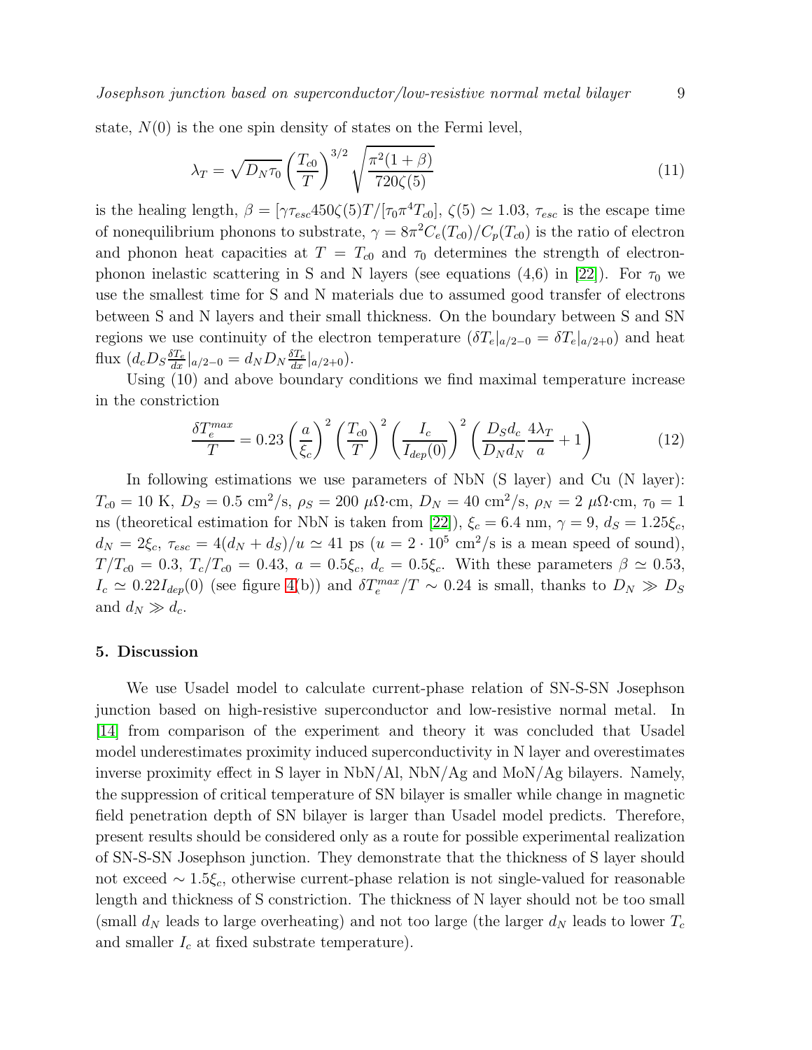state, $N(0)$ is the one spin density of states on the Fermi level,

$$\lambda_T = \sqrt{D_N \tau_0} \left(\frac{T_{c0}}{T}\right)^{3/2} \sqrt{\frac{\pi^2(1+\beta)}{720\zeta(5)}} \tag{11}$$

is the healing length, $\beta = [\gamma \tau_{esc} 450\zeta(5)T/[\tau_0 \pi^4 T_{c0}]$, $\zeta(5) \simeq 1.03$, $\tau_{esc}$ is the escape time of nonequilibrium phonons to substrate, $\gamma = 8\pi^2 C_e(T_{c0})/C_p(T_{c0})$ is the ratio of electron and phonon heat capacities at $T = T_{c0}$ and $\tau_0$ determines the strength of electron-phonon inelastic scattering in S and N layers (see equations (4,6) in [22]). For $\tau_0$ we use the smallest time for S and N materials due to assumed good transfer of electrons between S and N layers and their small thickness. On the boundary between S and SN regions we use continuity of the electron temperature ($\delta T_e|_{a/2-0} = \delta T_e|_{a/2+0}$) and heat flux ($d_c D_S \frac{\delta T_e}{dx}|_{a/2-0} = d_N D_N \frac{\delta T_e}{dx}|_{a/2+0}$).

Using (10) and above boundary conditions we find maximal temperature increase in the constriction

$$\frac{\delta T_e^{max}}{T} = 0.23 \left(\frac{a}{\xi_c}\right)^2 \left(\frac{T_{c0}}{T}\right)^2 \left(\frac{I_c}{I_{dep}(0)}\right)^2 \left(\frac{D_S d_c}{D_N d_N}\frac{4\lambda_T}{a} + 1\right) \tag{12}$$

In following estimations we use parameters of NbN (S layer) and Cu (N layer): $T_{c0} = 10$ K, $D_S = 0.5$ cm$^2$/s, $\rho_S = 200$ $\mu\Omega$·cm, $D_N = 40$ cm$^2$/s, $\rho_N = 2$ $\mu\Omega$·cm, $\tau_0 = 1$ ns (theoretical estimation for NbN is taken from [22]), $\xi_c = 6.4$ nm, $\gamma = 9$, $d_S = 1.25\xi_c$, $d_N = 2\xi_c$, $\tau_{esc} = 4(d_N + d_S)/u \simeq 41$ ps ($u = 2 \cdot 10^5$ cm$^2$/s is a mean speed of sound), $T/T_{c0} = 0.3$, $T_c/T_{c0} = 0.43$, $a = 0.5\xi_c$, $d_c = 0.5\xi_c$. With these parameters $\beta \simeq 0.53$, $I_c \simeq 0.22 I_{dep}(0)$ (see figure 4(b)) and $\delta T_e^{max}/T \sim 0.24$ is small, thanks to $D_N \gg D_S$ and $d_N \gg d_c$.

## 5. Discussion

We use Usadel model to calculate current-phase relation of SN-S-SN Josephson junction based on high-resistive superconductor and low-resistive normal metal. In [14] from comparison of the experiment and theory it was concluded that Usadel model underestimates proximity induced superconductivity in N layer and overestimates inverse proximity effect in S layer in NbN/Al, NbN/Ag and MoN/Ag bilayers. Namely, the suppression of critical temperature of SN bilayer is smaller while change in magnetic field penetration depth of SN bilayer is larger than Usadel model predicts. Therefore, present results should be considered only as a route for possible experimental realization of SN-S-SN Josephson junction. They demonstrate that the thickness of S layer should not exceed $\sim 1.5\xi_c$, otherwise current-phase relation is not single-valued for reasonable length and thickness of S constriction. The thickness of N layer should not be too small (small $d_N$ leads to large overheating) and not too large (the larger $d_N$ leads to lower $T_c$ and smaller $I_c$ at fixed substrate temperature).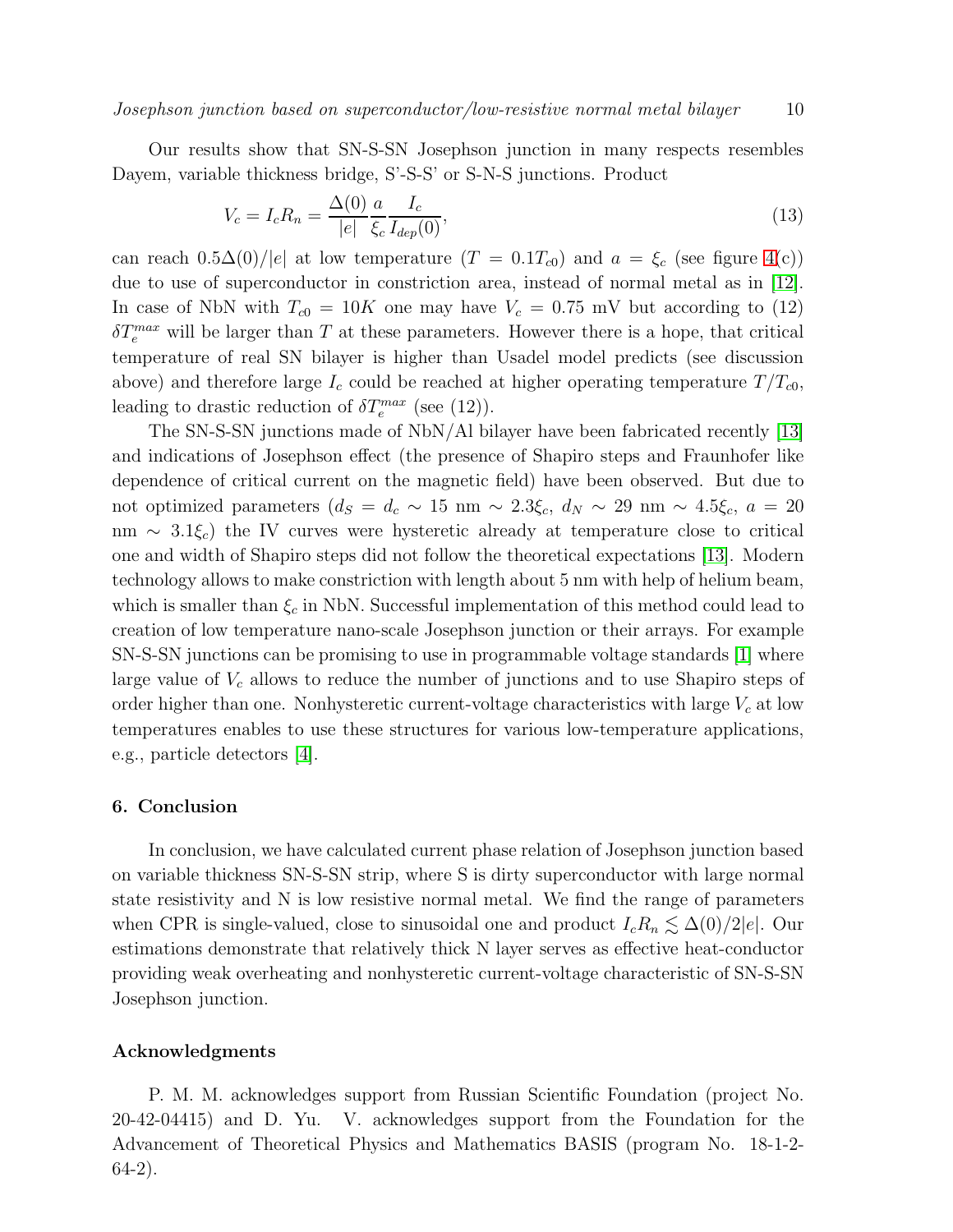Our results show that SN-S-SN Josephson junction in many respects resembles Dayem, variable thickness bridge, S'-S-S' or S-N-S junctions. Product

$$V_c = I_c R_n = \frac{\Delta(0)}{|e|}\frac{a}{\xi_c}\frac{I_c}{I_{dep}(0)}, \tag{13}$$

can reach $0.5\Delta(0)/|e|$ at low temperature ($T = 0.1T_{c0}$) and $a = \xi_c$ (see figure 4(c)) due to use of superconductor in constriction area, instead of normal metal as in [12]. In case of NbN with $T_{c0} = 10K$ one may have $V_c = 0.75$ mV but according to (12) $\delta T_e^{max}$ will be larger than $T$ at these parameters. However there is a hope, that critical temperature of real SN bilayer is higher than Usadel model predicts (see discussion above) and therefore large $I_c$ could be reached at higher operating temperature $T/T_{c0}$, leading to drastic reduction of $\delta T_e^{max}$ (see (12)).

The SN-S-SN junctions made of NbN/Al bilayer have been fabricated recently [13] and indications of Josephson effect (the presence of Shapiro steps and Fraunhofer like dependence of critical current on the magnetic field) have been observed. But due to not optimized parameters ($d_S = d_c \sim 15$ nm $\sim 2.3\xi_c$, $d_N \sim 29$ nm $\sim 4.5\xi_c$, $a = 20$ nm $\sim 3.1\xi_c$) the IV curves were hysteretic already at temperature close to critical one and width of Shapiro steps did not follow the theoretical expectations [13]. Modern technology allows to make constriction with length about 5 nm with help of helium beam, which is smaller than $\xi_c$ in NbN. Successful implementation of this method could lead to creation of low temperature nano-scale Josephson junction or their arrays. For example SN-S-SN junctions can be promising to use in programmable voltage standards [1] where large value of $V_c$ allows to reduce the number of junctions and to use Shapiro steps of order higher than one. Nonhysteretic current-voltage characteristics with large $V_c$ at low temperatures enables to use these structures for various low-temperature applications, e.g., particle detectors [4].

## 6. Conclusion

In conclusion, we have calculated current phase relation of Josephson junction based on variable thickness SN-S-SN strip, where S is dirty superconductor with large normal state resistivity and N is low resistive normal metal. We find the range of parameters when CPR is single-valued, close to sinusoidal one and product $I_c R_n \lesssim \Delta(0)/2|e|$. Our estimations demonstrate that relatively thick N layer serves as effective heat-conductor providing weak overheating and nonhysteretic current-voltage characteristic of SN-S-SN Josephson junction.

### Acknowledgments

P. M. M. acknowledges support from Russian Scientific Foundation (project No. 20-42-04415) and D. Yu. V. acknowledges support from the Foundation for the Advancement of Theoretical Physics and Mathematics BASIS (program No. 18-1-2-64-2).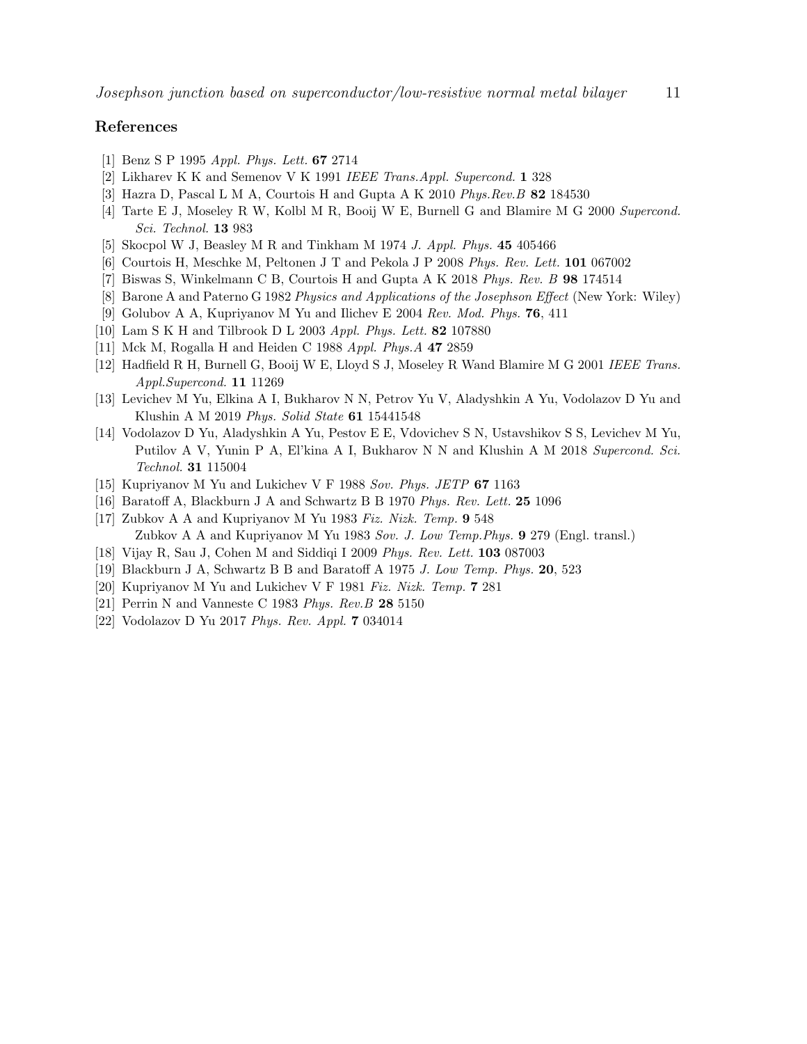## References

[1] Benz S P 1995 *Appl. Phys. Lett.* **67** 2714

[2] Likharev K K and Semenov V K 1991 *IEEE Trans.Appl. Supercond.* **1** 328

[3] Hazra D, Pascal L M A, Courtois H and Gupta A K 2010 *Phys.Rev.B* **82** 184530

[4] Tarte E J, Moseley R W, Kolbl M R, Booij W E, Burnell G and Blamire M G 2000 *Supercond. Sci. Technol.* **13** 983

[5] Skocpol W J, Beasley M R and Tinkham M 1974 *J. Appl. Phys.* **45** 405466

[6] Courtois H, Meschke M, Peltonen J T and Pekola J P 2008 *Phys. Rev. Lett.* **101** 067002

[7] Biswas S, Winkelmann C B, Courtois H and Gupta A K 2018 *Phys. Rev. B* **98** 174514

[8] Barone A and Paterno G 1982 *Physics and Applications of the Josephson Effect* (New York: Wiley)

[9] Golubov A A, Kupriyanov M Yu and Ilichev E 2004 *Rev. Mod. Phys.* **76**, 411

[10] Lam S K H and Tilbrook D L 2003 *Appl. Phys. Lett.* **82** 107880

[11] Mck M, Rogalla H and Heiden C 1988 *Appl. Phys.A* **47** 2859

[12] Hadfield R H, Burnell G, Booij W E, Lloyd S J, Moseley R Wand Blamire M G 2001 *IEEE Trans. Appl.Supercond.* **11** 11269

[13] Levichev M Yu, Elkina A I, Bukharov N N, Petrov Yu V, Aladyshkin A Yu, Vodolazov D Yu and Klushin A M 2019 *Phys. Solid State* **61** 15441548

[14] Vodolazov D Yu, Aladyshkin A Yu, Pestov E E, Vdovichev S N, Ustavshikov S S, Levichev M Yu, Putilov A V, Yunin P A, El'kina A I, Bukharov N N and Klushin A M 2018 *Supercond. Sci. Technol.* **31** 115004

[15] Kupriyanov M Yu and Lukichev V F 1988 *Sov. Phys. JETP* **67** 1163

[16] Baratoff A, Blackburn J A and Schwartz B B 1970 *Phys. Rev. Lett.* **25** 1096

[17] Zubkov A A and Kupriyanov M Yu 1983 *Fiz. Nizk. Temp.* **9** 548
Zubkov A A and Kupriyanov M Yu 1983 *Sov. J. Low Temp.Phys.* **9** 279 (Engl. transl.)

[18] Vijay R, Sau J, Cohen M and Siddiqi I 2009 *Phys. Rev. Lett.* **103** 087003

[19] Blackburn J A, Schwartz B B and Baratoff A 1975 *J. Low Temp. Phys.* **20**, 523

[20] Kupriyanov M Yu and Lukichev V F 1981 *Fiz. Nizk. Temp.* **7** 281

[21] Perrin N and Vanneste C 1983 *Phys. Rev.B* **28** 5150

[22] Vodolazov D Yu 2017 *Phys. Rev. Appl.* **7** 034014